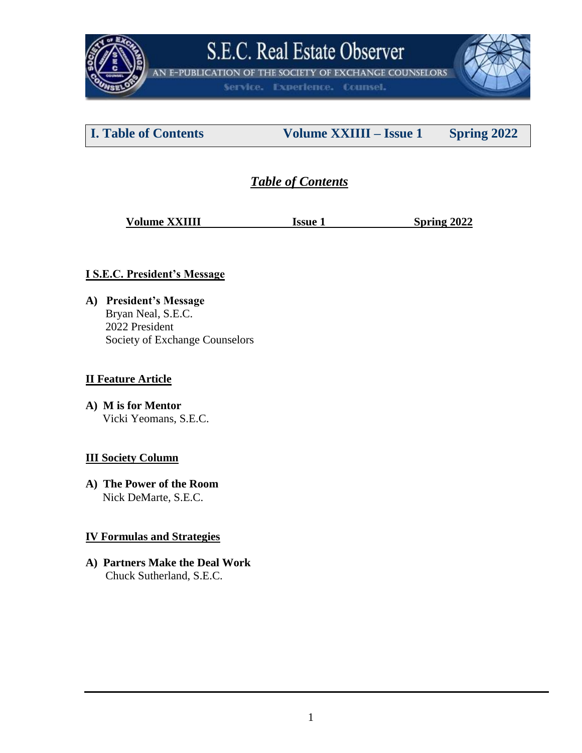# S.E.C. Real Estate Observer

AN E-PUBLICATION OF THE SOCIETY OF EXCHANGE COUNSELORS

Service. Experience. Counsel.

## I. Table of Contents — Volume XXIIII – Issue 1 — Spring 2022

## *Table of Contents*

**Volume XXIIII** **Issue 1** **Spring 2022**

### I S.E.C. President's Message

**A) President's Message**
Bryan Neal, S.E.C.
2022 President
Society of Exchange Counselors

### II Feature Article

**A) M is for Mentor**
Vicki Yeomans, S.E.C.

### III Society Column

**A) The Power of the Room**
Nick DeMarte, S.E.C.

### IV Formulas and Strategies

**A) Partners Make the Deal Work**
Chuck Sutherland, S.E.C.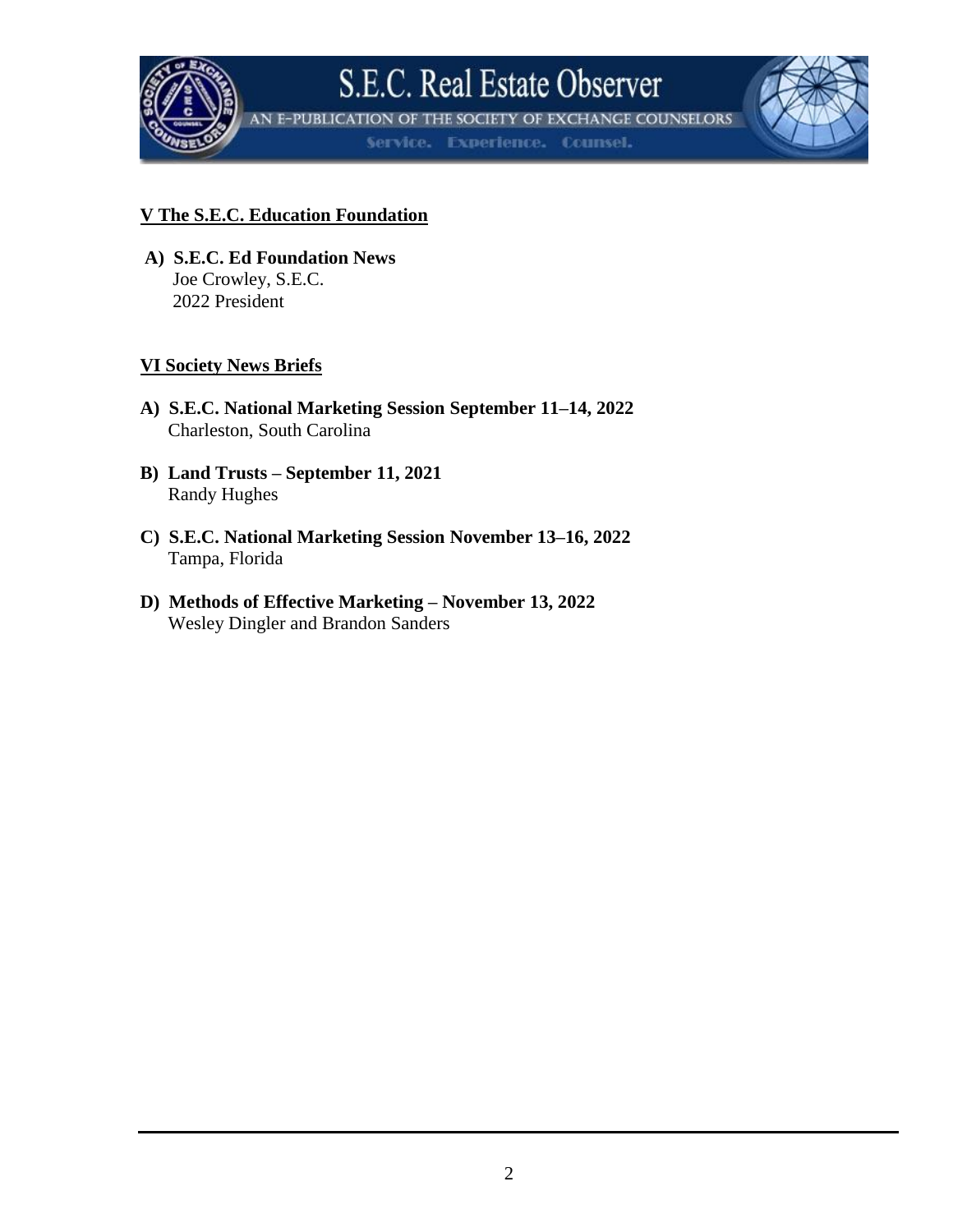## V The S.E.C. Education Foundation

**A) S.E.C. Ed Foundation News**
Joe Crowley, S.E.C.
2022 President

## VI Society News Briefs

**A) S.E.C. National Marketing Session September 11–14, 2022**
Charleston, South Carolina

**B) Land Trusts – September 11, 2021**
Randy Hughes

**C) S.E.C. National Marketing Session November 13–16, 2022**
Tampa, Florida

**D) Methods of Effective Marketing – November 13, 2022**
Wesley Dingler and Brandon Sanders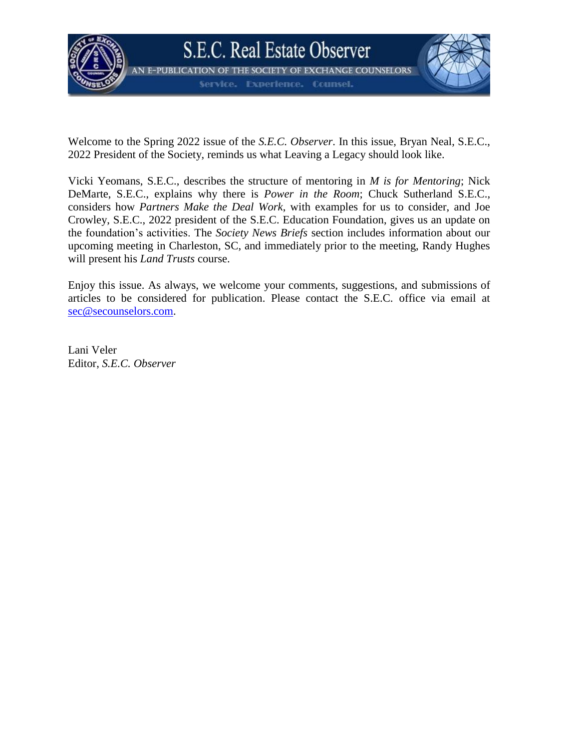Welcome to the Spring 2022 issue of the *S.E.C. Observer*. In this issue, Bryan Neal, S.E.C., 2022 President of the Society, reminds us what Leaving a Legacy should look like.

Vicki Yeomans, S.E.C., describes the structure of mentoring in *M is for Mentoring*; Nick DeMarte, S.E.C., explains why there is *Power in the Room*; Chuck Sutherland S.E.C., considers how *Partners Make the Deal Work*, with examples for us to consider, and Joe Crowley, S.E.C., 2022 president of the S.E.C. Education Foundation, gives us an update on the foundation's activities. The *Society News Briefs* section includes information about our upcoming meeting in Charleston, SC, and immediately prior to the meeting, Randy Hughes will present his *Land Trusts* course.

Enjoy this issue. As always, we welcome your comments, suggestions, and submissions of articles to be considered for publication. Please contact the S.E.C. office via email at sec@secounselors.com.

Lani Veler
Editor, *S.E.C. Observer*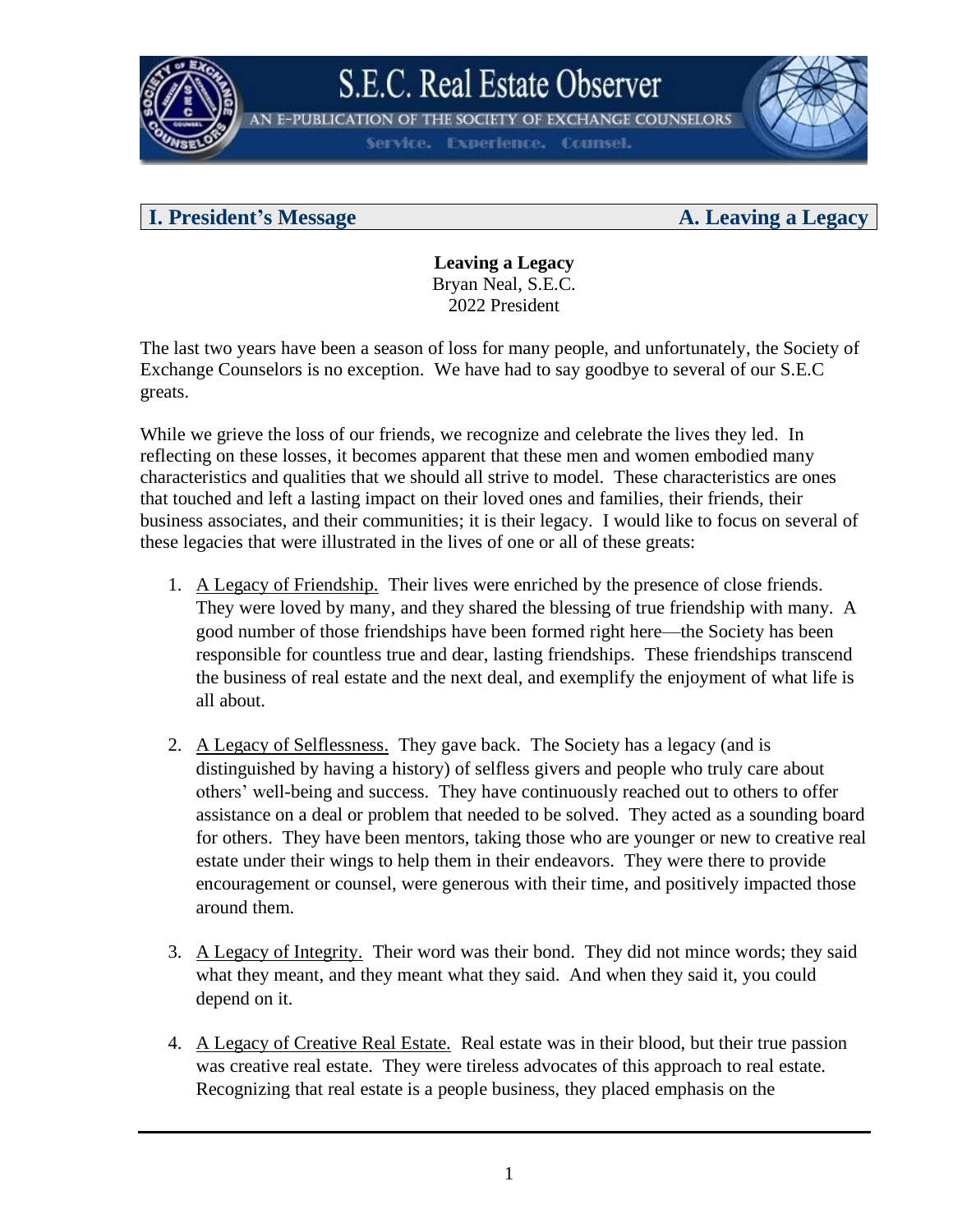## I. President's Message — A. Leaving a Legacy

**Leaving a Legacy**
Bryan Neal, S.E.C.
2022 President

The last two years have been a season of loss for many people, and unfortunately, the Society of Exchange Counselors is no exception. We have had to say goodbye to several of our S.E.C greats.

While we grieve the loss of our friends, we recognize and celebrate the lives they led. In reflecting on these losses, it becomes apparent that these men and women embodied many characteristics and qualities that we should all strive to model. These characteristics are ones that touched and left a lasting impact on their loved ones and families, their friends, their business associates, and their communities; it is their legacy. I would like to focus on several of these legacies that were illustrated in the lives of one or all of these greats:

1. A Legacy of Friendship. Their lives were enriched by the presence of close friends. They were loved by many, and they shared the blessing of true friendship with many. A good number of those friendships have been formed right here—the Society has been responsible for countless true and dear, lasting friendships. These friendships transcend the business of real estate and the next deal, and exemplify the enjoyment of what life is all about.

2. A Legacy of Selflessness. They gave back. The Society has a legacy (and is distinguished by having a history) of selfless givers and people who truly care about others' well-being and success. They have continuously reached out to others to offer assistance on a deal or problem that needed to be solved. They acted as a sounding board for others. They have been mentors, taking those who are younger or new to creative real estate under their wings to help them in their endeavors. They were there to provide encouragement or counsel, were generous with their time, and positively impacted those around them.

3. A Legacy of Integrity. Their word was their bond. They did not mince words; they said what they meant, and they meant what they said. And when they said it, you could depend on it.

4. A Legacy of Creative Real Estate. Real estate was in their blood, but their true passion was creative real estate. They were tireless advocates of this approach to real estate. Recognizing that real estate is a people business, they placed emphasis on the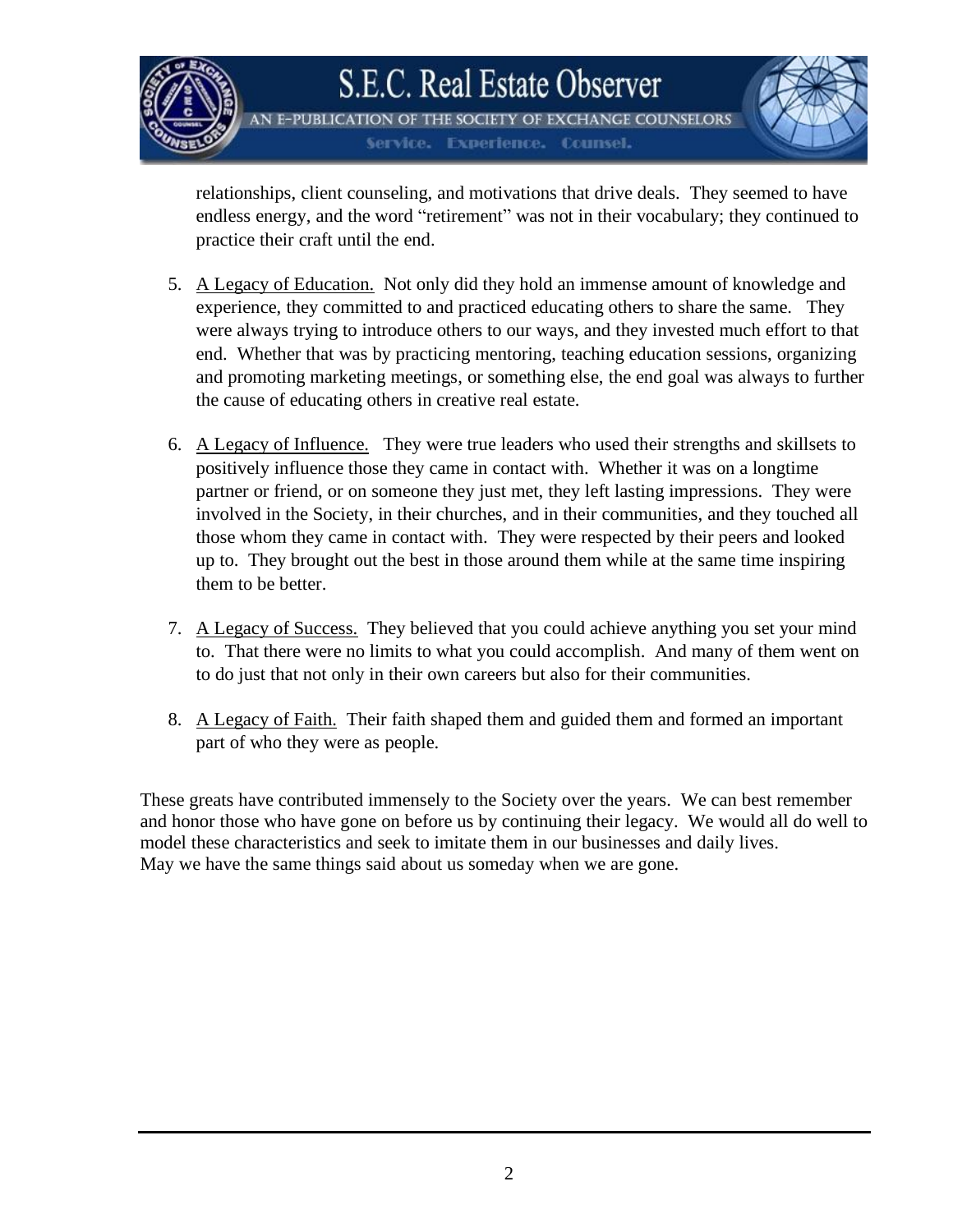relationships, client counseling, and motivations that drive deals. They seemed to have endless energy, and the word "retirement" was not in their vocabulary; they continued to practice their craft until the end.

5. A Legacy of Education. Not only did they hold an immense amount of knowledge and experience, they committed to and practiced educating others to share the same. They were always trying to introduce others to our ways, and they invested much effort to that end. Whether that was by practicing mentoring, teaching education sessions, organizing and promoting marketing meetings, or something else, the end goal was always to further the cause of educating others in creative real estate.

6. A Legacy of Influence. They were true leaders who used their strengths and skillsets to positively influence those they came in contact with. Whether it was on a longtime partner or friend, or on someone they just met, they left lasting impressions. They were involved in the Society, in their churches, and in their communities, and they touched all those whom they came in contact with. They were respected by their peers and looked up to. They brought out the best in those around them while at the same time inspiring them to be better.

7. A Legacy of Success. They believed that you could achieve anything you set your mind to. That there were no limits to what you could accomplish. And many of them went on to do just that not only in their own careers but also for their communities.

8. A Legacy of Faith. Their faith shaped them and guided them and formed an important part of who they were as people.

These greats have contributed immensely to the Society over the years. We can best remember and honor those who have gone on before us by continuing their legacy. We would all do well to model these characteristics and seek to imitate them in our businesses and daily lives. May we have the same things said about us someday when we are gone.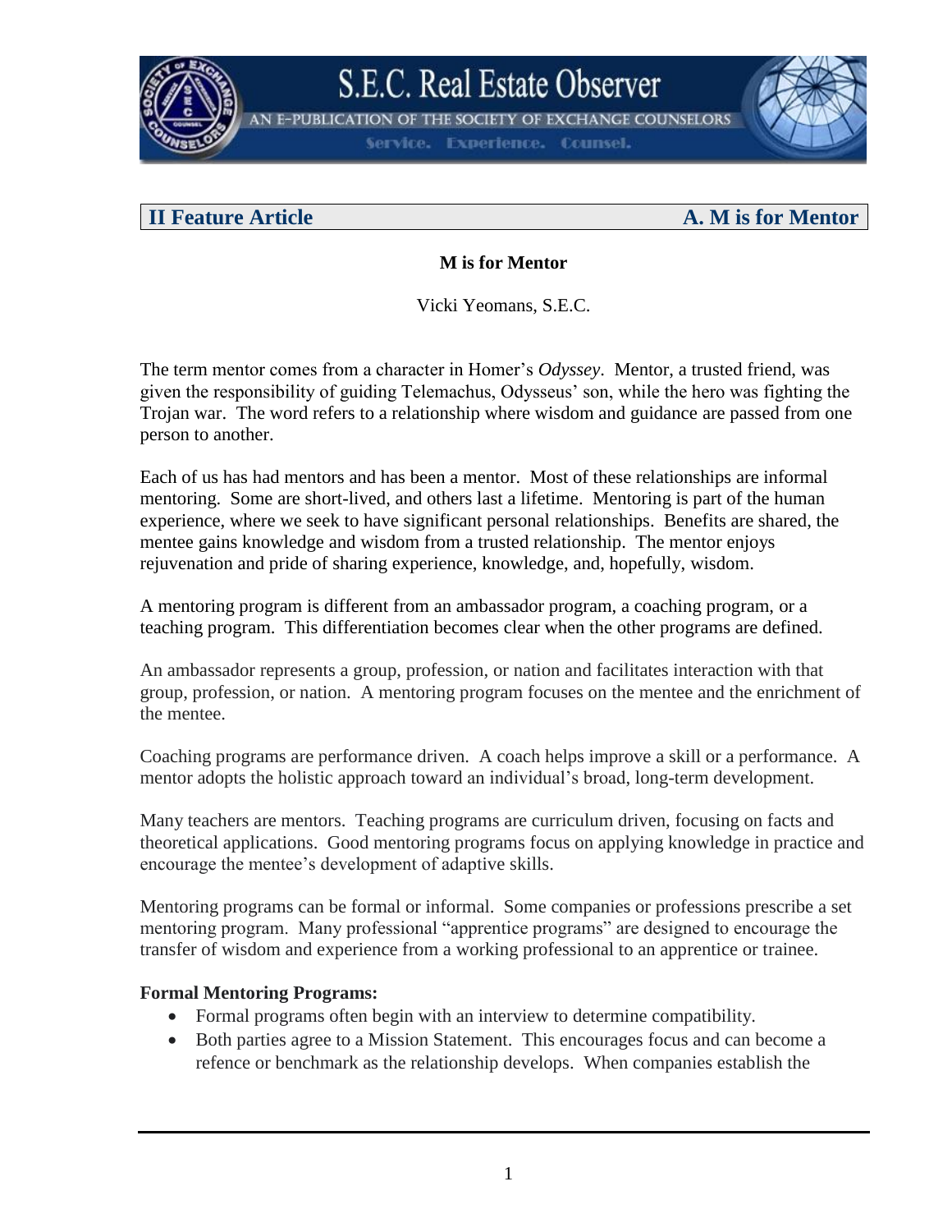**II Feature Article** **A. M is for Mentor**

## M is for Mentor

Vicki Yeomans, S.E.C.

The term mentor comes from a character in Homer's *Odyssey*. Mentor, a trusted friend, was given the responsibility of guiding Telemachus, Odysseus' son, while the hero was fighting the Trojan war. The word refers to a relationship where wisdom and guidance are passed from one person to another.

Each of us has had mentors and has been a mentor. Most of these relationships are informal mentoring. Some are short-lived, and others last a lifetime. Mentoring is part of the human experience, where we seek to have significant personal relationships. Benefits are shared, the mentee gains knowledge and wisdom from a trusted relationship. The mentor enjoys rejuvenation and pride of sharing experience, knowledge, and, hopefully, wisdom.

A mentoring program is different from an ambassador program, a coaching program, or a teaching program. This differentiation becomes clear when the other programs are defined.

An ambassador represents a group, profession, or nation and facilitates interaction with that group, profession, or nation. A mentoring program focuses on the mentee and the enrichment of the mentee.

Coaching programs are performance driven. A coach helps improve a skill or a performance. A mentor adopts the holistic approach toward an individual's broad, long-term development.

Many teachers are mentors. Teaching programs are curriculum driven, focusing on facts and theoretical applications. Good mentoring programs focus on applying knowledge in practice and encourage the mentee's development of adaptive skills.

Mentoring programs can be formal or informal. Some companies or professions prescribe a set mentoring program. Many professional "apprentice programs" are designed to encourage the transfer of wisdom and experience from a working professional to an apprentice or trainee.

**Formal Mentoring Programs:**

- Formal programs often begin with an interview to determine compatibility.
- Both parties agree to a Mission Statement. This encourages focus and can become a refence or benchmark as the relationship develops. When companies establish the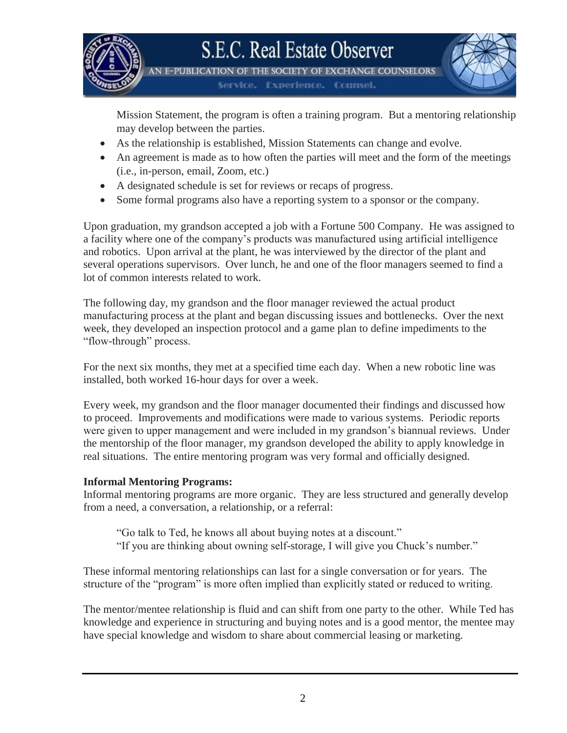Mission Statement, the program is often a training program. But a mentoring relationship may develop between the parties.

- As the relationship is established, Mission Statements can change and evolve.
- An agreement is made as to how often the parties will meet and the form of the meetings (i.e., in-person, email, Zoom, etc.)
- A designated schedule is set for reviews or recaps of progress.
- Some formal programs also have a reporting system to a sponsor or the company.

Upon graduation, my grandson accepted a job with a Fortune 500 Company. He was assigned to a facility where one of the company's products was manufactured using artificial intelligence and robotics. Upon arrival at the plant, he was interviewed by the director of the plant and several operations supervisors. Over lunch, he and one of the floor managers seemed to find a lot of common interests related to work.

The following day, my grandson and the floor manager reviewed the actual product manufacturing process at the plant and began discussing issues and bottlenecks. Over the next week, they developed an inspection protocol and a game plan to define impediments to the "flow-through" process.

For the next six months, they met at a specified time each day. When a new robotic line was installed, both worked 16-hour days for over a week.

Every week, my grandson and the floor manager documented their findings and discussed how to proceed. Improvements and modifications were made to various systems. Periodic reports were given to upper management and were included in my grandson's biannual reviews. Under the mentorship of the floor manager, my grandson developed the ability to apply knowledge in real situations. The entire mentoring program was very formal and officially designed.

**Informal Mentoring Programs:**
Informal mentoring programs are more organic. They are less structured and generally develop from a need, a conversation, a relationship, or a referral:

> "Go talk to Ted, he knows all about buying notes at a discount."
> "If you are thinking about owning self-storage, I will give you Chuck's number."

These informal mentoring relationships can last for a single conversation or for years. The structure of the "program" is more often implied than explicitly stated or reduced to writing.

The mentor/mentee relationship is fluid and can shift from one party to the other. While Ted has knowledge and experience in structuring and buying notes and is a good mentor, the mentee may have special knowledge and wisdom to share about commercial leasing or marketing.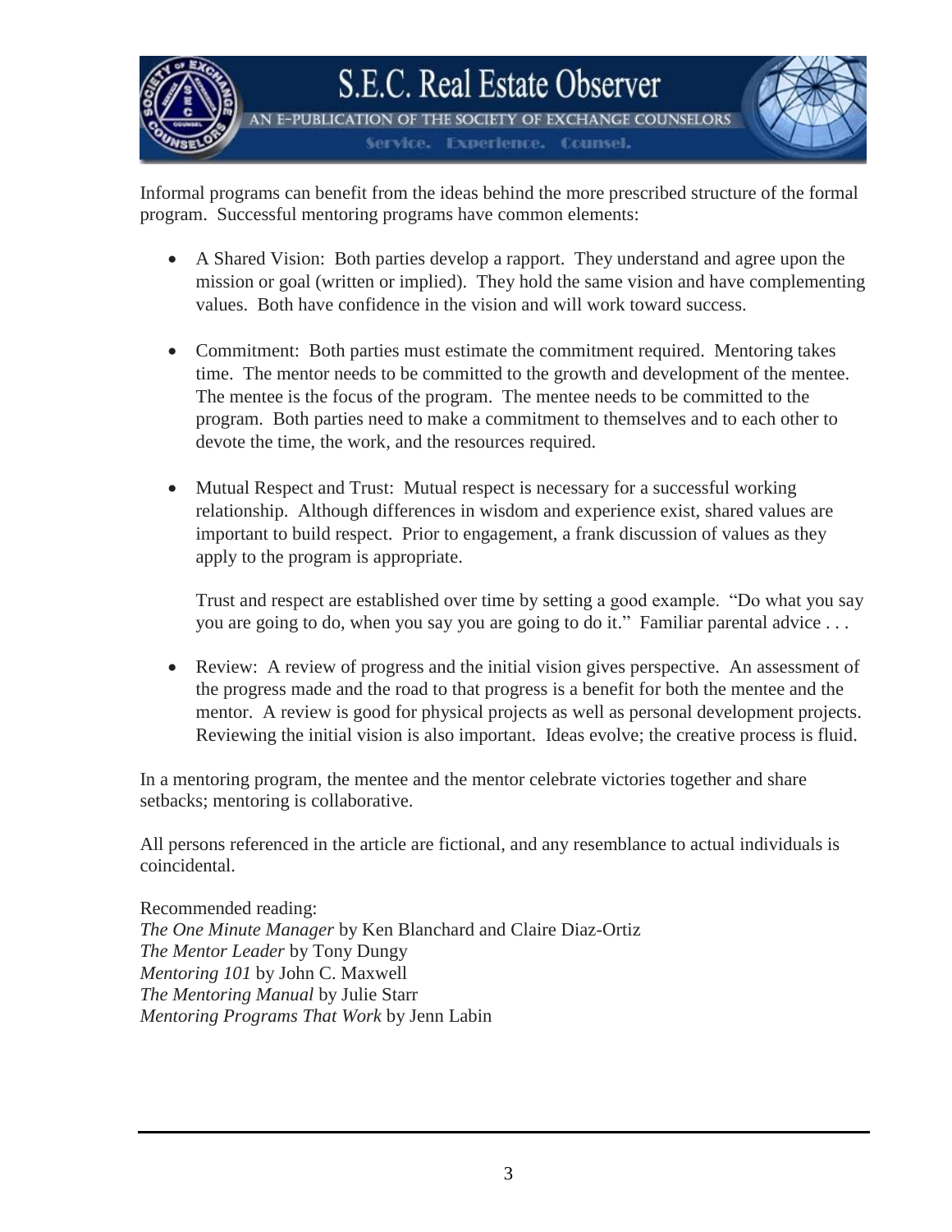Informal programs can benefit from the ideas behind the more prescribed structure of the formal program. Successful mentoring programs have common elements:

- A Shared Vision: Both parties develop a rapport. They understand and agree upon the mission or goal (written or implied). They hold the same vision and have complementing values. Both have confidence in the vision and will work toward success.

- Commitment: Both parties must estimate the commitment required. Mentoring takes time. The mentor needs to be committed to the growth and development of the mentee. The mentee is the focus of the program. The mentee needs to be committed to the program. Both parties need to make a commitment to themselves and to each other to devote the time, the work, and the resources required.

- Mutual Respect and Trust: Mutual respect is necessary for a successful working relationship. Although differences in wisdom and experience exist, shared values are important to build respect. Prior to engagement, a frank discussion of values as they apply to the program is appropriate.

  Trust and respect are established over time by setting a good example. "Do what you say you are going to do, when you say you are going to do it." Familiar parental advice . . .

- Review: A review of progress and the initial vision gives perspective. An assessment of the progress made and the road to that progress is a benefit for both the mentee and the mentor. A review is good for physical projects as well as personal development projects. Reviewing the initial vision is also important. Ideas evolve; the creative process is fluid.

In a mentoring program, the mentee and the mentor celebrate victories together and share setbacks; mentoring is collaborative.

All persons referenced in the article are fictional, and any resemblance to actual individuals is coincidental.

Recommended reading:
*The One Minute Manager* by Ken Blanchard and Claire Diaz-Ortiz
*The Mentor Leader* by Tony Dungy
*Mentoring 101* by John C. Maxwell
*The Mentoring Manual* by Julie Starr
*Mentoring Programs That Work* by Jenn Labin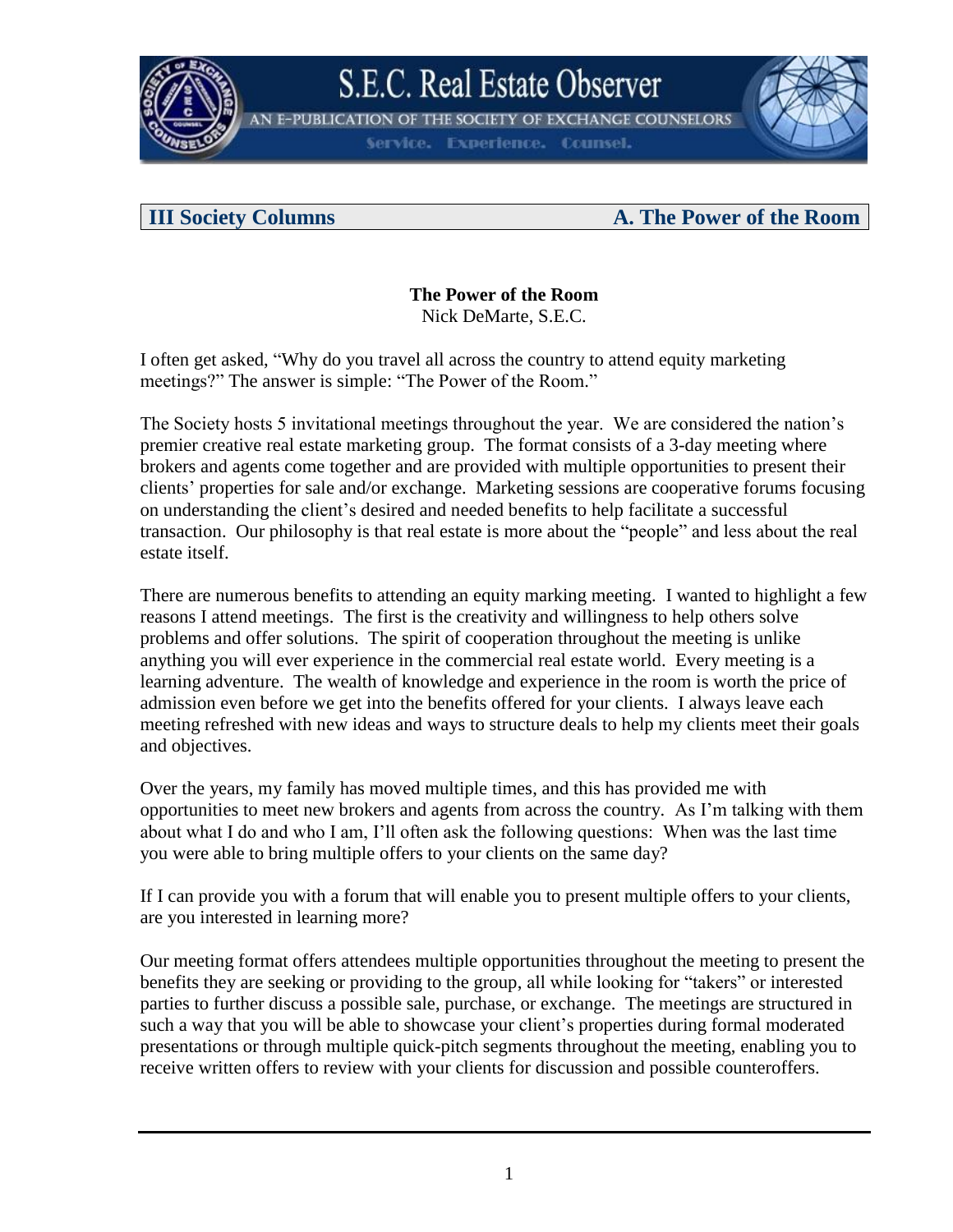**III Society Columns** **A. The Power of the Room**

## The Power of the Room

Nick DeMarte, S.E.C.

I often get asked, "Why do you travel all across the country to attend equity marketing meetings?" The answer is simple: "The Power of the Room."

The Society hosts 5 invitational meetings throughout the year. We are considered the nation's premier creative real estate marketing group. The format consists of a 3-day meeting where brokers and agents come together and are provided with multiple opportunities to present their clients' properties for sale and/or exchange. Marketing sessions are cooperative forums focusing on understanding the client's desired and needed benefits to help facilitate a successful transaction. Our philosophy is that real estate is more about the "people" and less about the real estate itself.

There are numerous benefits to attending an equity marking meeting. I wanted to highlight a few reasons I attend meetings. The first is the creativity and willingness to help others solve problems and offer solutions. The spirit of cooperation throughout the meeting is unlike anything you will ever experience in the commercial real estate world. Every meeting is a learning adventure. The wealth of knowledge and experience in the room is worth the price of admission even before we get into the benefits offered for your clients. I always leave each meeting refreshed with new ideas and ways to structure deals to help my clients meet their goals and objectives.

Over the years, my family has moved multiple times, and this has provided me with opportunities to meet new brokers and agents from across the country. As I'm talking with them about what I do and who I am, I'll often ask the following questions: When was the last time you were able to bring multiple offers to your clients on the same day?

If I can provide you with a forum that will enable you to present multiple offers to your clients, are you interested in learning more?

Our meeting format offers attendees multiple opportunities throughout the meeting to present the benefits they are seeking or providing to the group, all while looking for "takers" or interested parties to further discuss a possible sale, purchase, or exchange. The meetings are structured in such a way that you will be able to showcase your client's properties during formal moderated presentations or through multiple quick-pitch segments throughout the meeting, enabling you to receive written offers to review with your clients for discussion and possible counteroffers.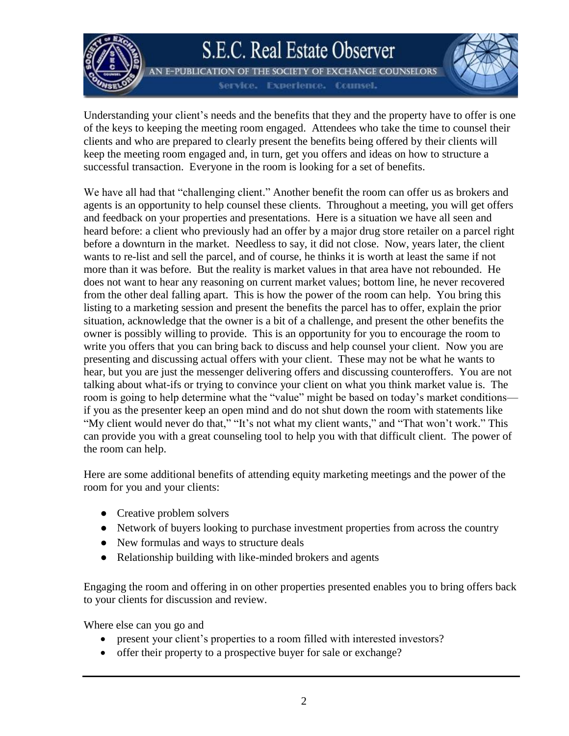Understanding your client's needs and the benefits that they and the property have to offer is one of the keys to keeping the meeting room engaged. Attendees who take the time to counsel their clients and who are prepared to clearly present the benefits being offered by their clients will keep the meeting room engaged and, in turn, get you offers and ideas on how to structure a successful transaction. Everyone in the room is looking for a set of benefits.

We have all had that "challenging client." Another benefit the room can offer us as brokers and agents is an opportunity to help counsel these clients. Throughout a meeting, you will get offers and feedback on your properties and presentations. Here is a situation we have all seen and heard before: a client who previously had an offer by a major drug store retailer on a parcel right before a downturn in the market. Needless to say, it did not close. Now, years later, the client wants to re-list and sell the parcel, and of course, he thinks it is worth at least the same if not more than it was before. But the reality is market values in that area have not rebounded. He does not want to hear any reasoning on current market values; bottom line, he never recovered from the other deal falling apart. This is how the power of the room can help. You bring this listing to a marketing session and present the benefits the parcel has to offer, explain the prior situation, acknowledge that the owner is a bit of a challenge, and present the other benefits the owner is possibly willing to provide. This is an opportunity for you to encourage the room to write you offers that you can bring back to discuss and help counsel your client. Now you are presenting and discussing actual offers with your client. These may not be what he wants to hear, but you are just the messenger delivering offers and discussing counteroffers. You are not talking about what-ifs or trying to convince your client on what you think market value is. The room is going to help determine what the "value" might be based on today's market conditions—if you as the presenter keep an open mind and do not shut down the room with statements like "My client would never do that," "It's not what my client wants," and "That won't work." This can provide you with a great counseling tool to help you with that difficult client. The power of the room can help.

Here are some additional benefits of attending equity marketing meetings and the power of the room for you and your clients:

- Creative problem solvers
- Network of buyers looking to purchase investment properties from across the country
- New formulas and ways to structure deals
- Relationship building with like-minded brokers and agents

Engaging the room and offering in on other properties presented enables you to bring offers back to your clients for discussion and review.

Where else can you go and

- present your client's properties to a room filled with interested investors?
- offer their property to a prospective buyer for sale or exchange?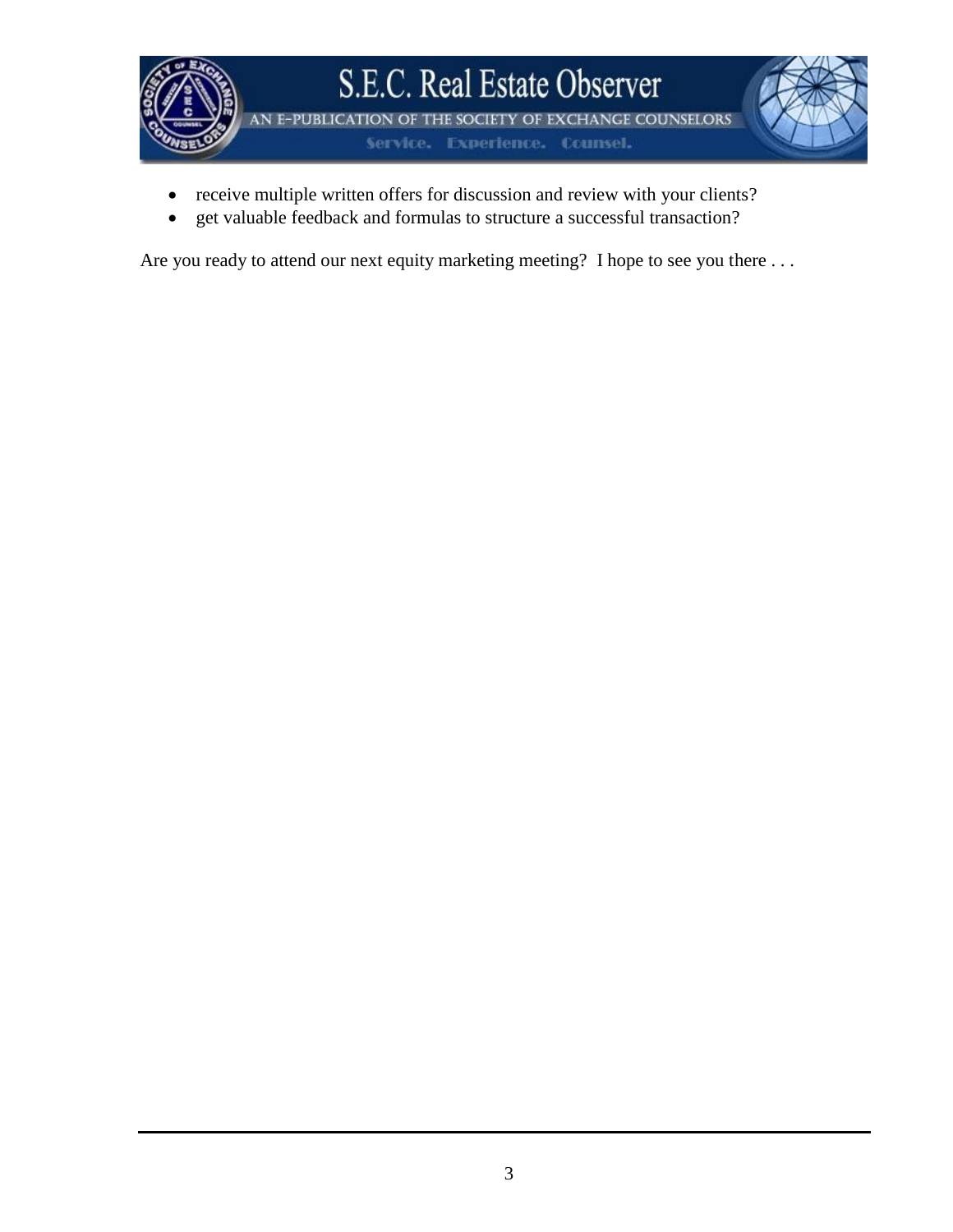- receive multiple written offers for discussion and review with your clients?
- get valuable feedback and formulas to structure a successful transaction?

Are you ready to attend our next equity marketing meeting? I hope to see you there . . .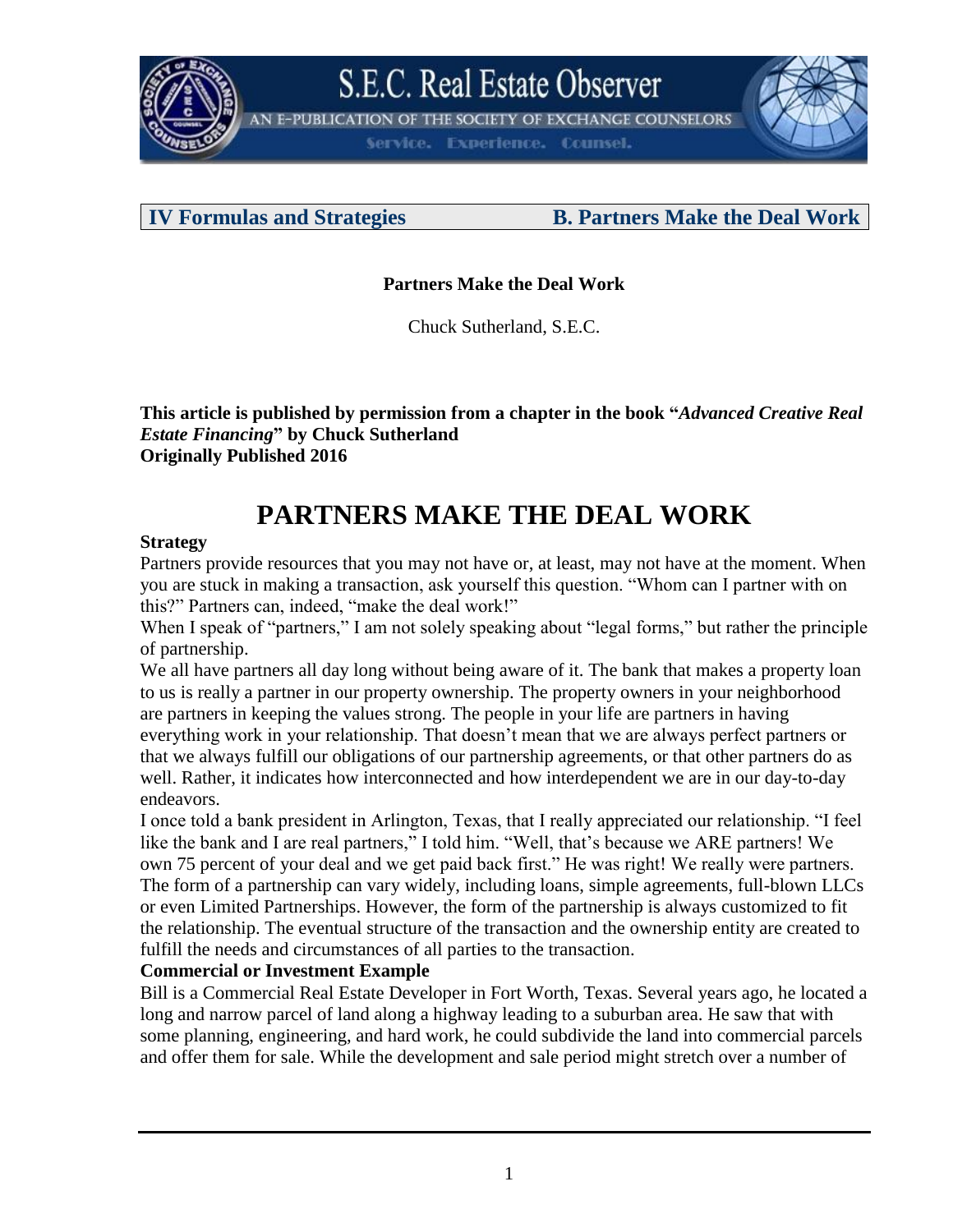**IV Formulas and Strategies** **B. Partners Make the Deal Work**

**Partners Make the Deal Work**

Chuck Sutherland, S.E.C.

**This article is published by permission from a chapter in the book "*Advanced Creative Real Estate Financing*" by Chuck Sutherland**
**Originally Published 2016**

# PARTNERS MAKE THE DEAL WORK

**Strategy**

Partners provide resources that you may not have or, at least, may not have at the moment. When you are stuck in making a transaction, ask yourself this question. "Whom can I partner with on this?" Partners can, indeed, "make the deal work!"

When I speak of "partners," I am not solely speaking about "legal forms," but rather the principle of partnership.

We all have partners all day long without being aware of it. The bank that makes a property loan to us is really a partner in our property ownership. The property owners in your neighborhood are partners in keeping the values strong. The people in your life are partners in having everything work in your relationship. That doesn't mean that we are always perfect partners or that we always fulfill our obligations of our partnership agreements, or that other partners do as well. Rather, it indicates how interconnected and how interdependent we are in our day-to-day endeavors.

I once told a bank president in Arlington, Texas, that I really appreciated our relationship. "I feel like the bank and I are real partners," I told him. "Well, that's because we ARE partners! We own 75 percent of your deal and we get paid back first." He was right! We really were partners. The form of a partnership can vary widely, including loans, simple agreements, full-blown LLCs or even Limited Partnerships. However, the form of the partnership is always customized to fit the relationship. The eventual structure of the transaction and the ownership entity are created to fulfill the needs and circumstances of all parties to the transaction.

**Commercial or Investment Example**

Bill is a Commercial Real Estate Developer in Fort Worth, Texas. Several years ago, he located a long and narrow parcel of land along a highway leading to a suburban area. He saw that with some planning, engineering, and hard work, he could subdivide the land into commercial parcels and offer them for sale. While the development and sale period might stretch over a number of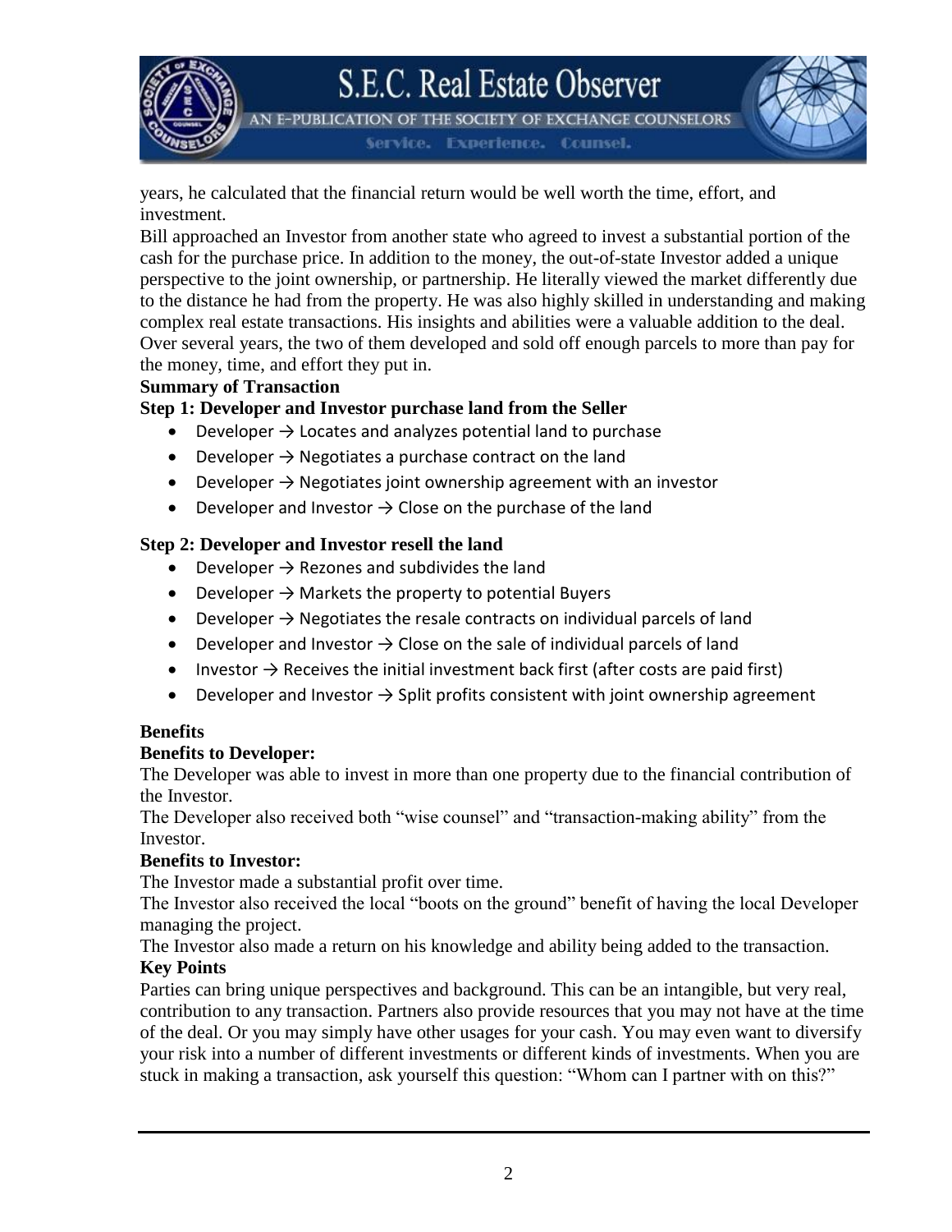years, he calculated that the financial return would be well worth the time, effort, and investment.

Bill approached an Investor from another state who agreed to invest a substantial portion of the cash for the purchase price. In addition to the money, the out-of-state Investor added a unique perspective to the joint ownership, or partnership. He literally viewed the market differently due to the distance he had from the property. He was also highly skilled in understanding and making complex real estate transactions. His insights and abilities were a valuable addition to the deal. Over several years, the two of them developed and sold off enough parcels to more than pay for the money, time, and effort they put in.

**Summary of Transaction**

**Step 1: Developer and Investor purchase land from the Seller**

- Developer → Locates and analyzes potential land to purchase
- Developer → Negotiates a purchase contract on the land
- Developer → Negotiates joint ownership agreement with an investor
- Developer and Investor → Close on the purchase of the land

**Step 2: Developer and Investor resell the land**

- Developer → Rezones and subdivides the land
- Developer → Markets the property to potential Buyers
- Developer → Negotiates the resale contracts on individual parcels of land
- Developer and Investor → Close on the sale of individual parcels of land
- Investor → Receives the initial investment back first (after costs are paid first)
- Developer and Investor → Split profits consistent with joint ownership agreement

**Benefits**

**Benefits to Developer:**

The Developer was able to invest in more than one property due to the financial contribution of the Investor.

The Developer also received both "wise counsel" and "transaction-making ability" from the Investor.

**Benefits to Investor:**

The Investor made a substantial profit over time.

The Investor also received the local "boots on the ground" benefit of having the local Developer managing the project.

The Investor also made a return on his knowledge and ability being added to the transaction.

**Key Points**

Parties can bring unique perspectives and background. This can be an intangible, but very real, contribution to any transaction. Partners also provide resources that you may not have at the time of the deal. Or you may simply have other usages for your cash. You may even want to diversify your risk into a number of different investments or different kinds of investments. When you are stuck in making a transaction, ask yourself this question: "Whom can I partner with on this?"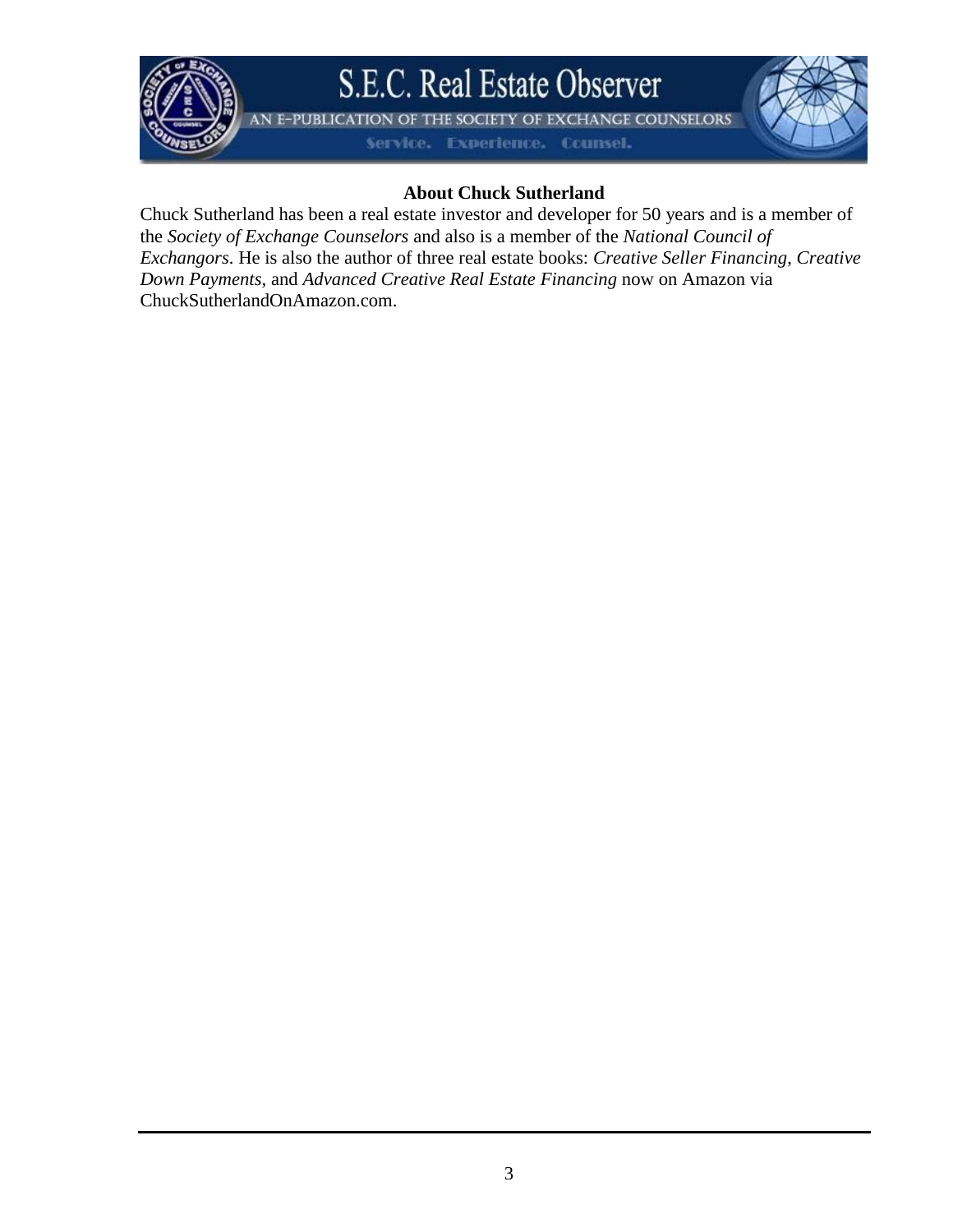**About Chuck Sutherland**

Chuck Sutherland has been a real estate investor and developer for 50 years and is a member of the *Society of Exchange Counselors* and also is a member of the *National Council of Exchangors*. He is also the author of three real estate books: *Creative Seller Financing*, *Creative Down Payments,* and *Advanced Creative Real Estate Financing* now on Amazon via ChuckSutherlandOnAmazon.com.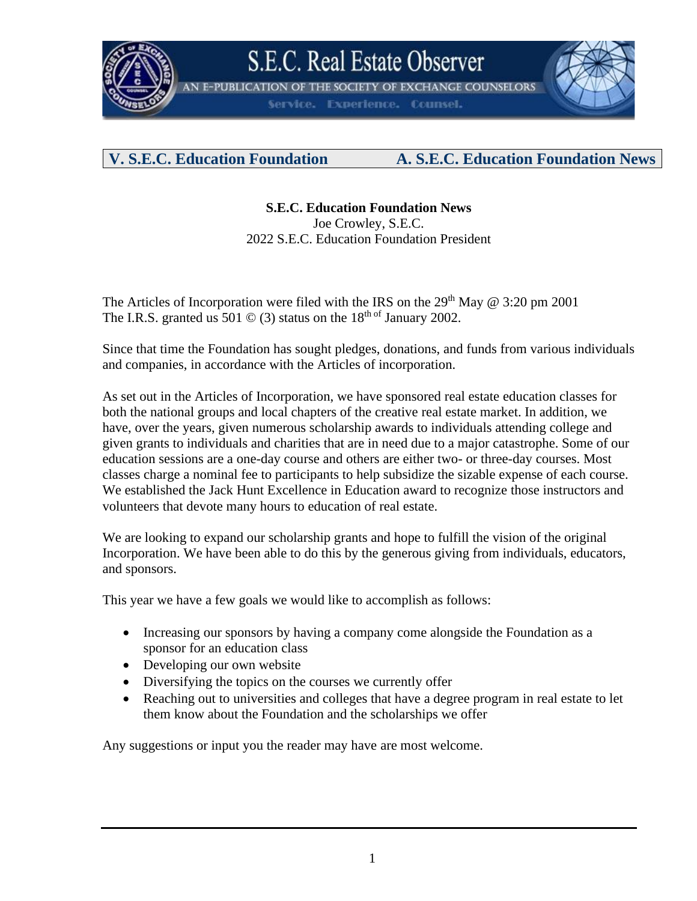**V. S.E.C. Education Foundation** **A. S.E.C. Education Foundation News**

**S.E.C. Education Foundation News**
Joe Crowley, S.E.C.
2022 S.E.C. Education Foundation President

The Articles of Incorporation were filed with the IRS on the 29th May @ 3:20 pm 2001
The I.R.S. granted us 501 © (3) status on the 18th of January 2002.

Since that time the Foundation has sought pledges, donations, and funds from various individuals and companies, in accordance with the Articles of incorporation.

As set out in the Articles of Incorporation, we have sponsored real estate education classes for both the national groups and local chapters of the creative real estate market. In addition, we have, over the years, given numerous scholarship awards to individuals attending college and given grants to individuals and charities that are in need due to a major catastrophe. Some of our education sessions are a one-day course and others are either two- or three-day courses. Most classes charge a nominal fee to participants to help subsidize the sizable expense of each course. We established the Jack Hunt Excellence in Education award to recognize those instructors and volunteers that devote many hours to education of real estate.

We are looking to expand our scholarship grants and hope to fulfill the vision of the original Incorporation. We have been able to do this by the generous giving from individuals, educators, and sponsors.

This year we have a few goals we would like to accomplish as follows:

- Increasing our sponsors by having a company come alongside the Foundation as a sponsor for an education class
- Developing our own website
- Diversifying the topics on the courses we currently offer
- Reaching out to universities and colleges that have a degree program in real estate to let them know about the Foundation and the scholarships we offer

Any suggestions or input you the reader may have are most welcome.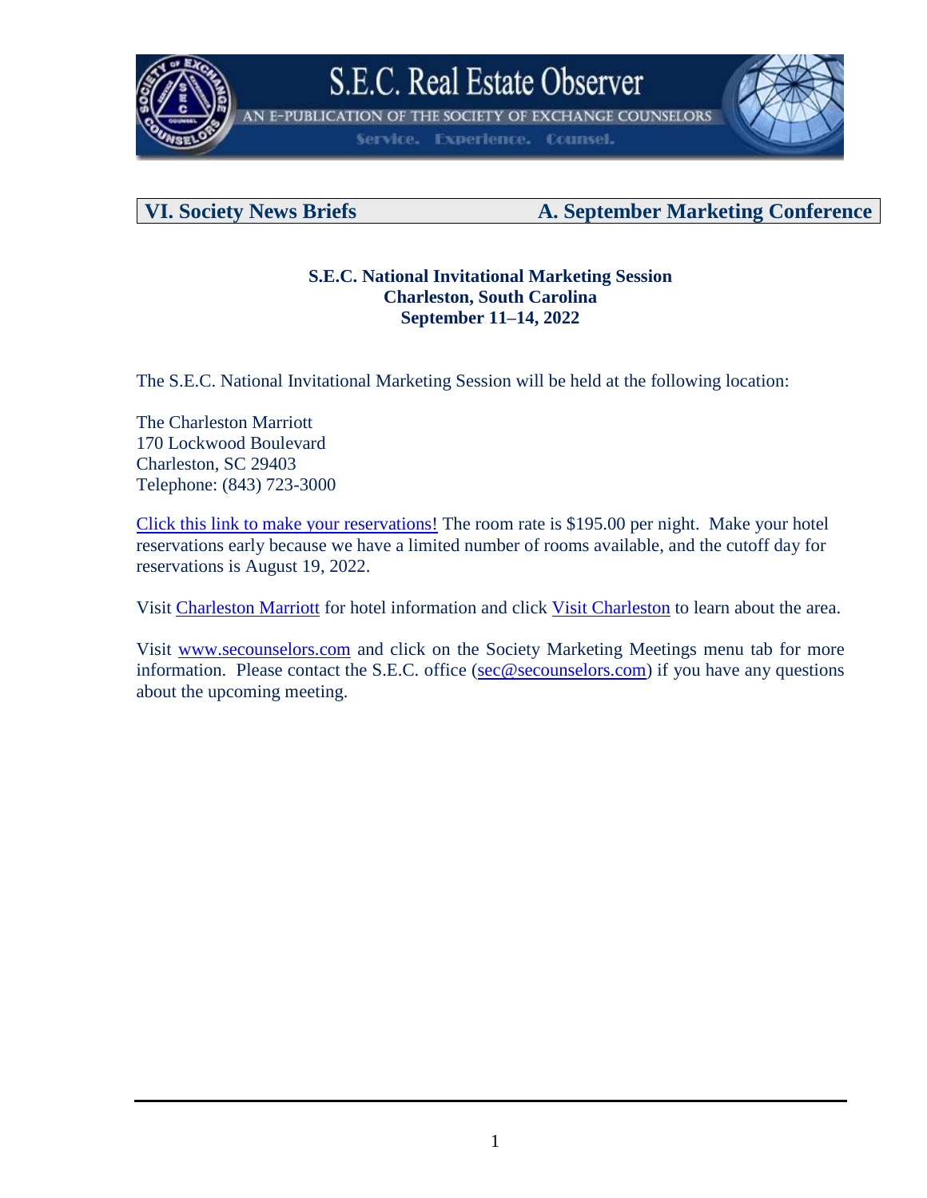## VI. Society News Briefs — A. September Marketing Conference

**S.E.C. National Invitational Marketing Session**
**Charleston, South Carolina**
**September 11–14, 2022**

The S.E.C. National Invitational Marketing Session will be held at the following location:

The Charleston Marriott
170 Lockwood Boulevard
Charleston, SC 29403
Telephone: (843) 723-3000

Click this link to make your reservations! The room rate is $195.00 per night. Make your hotel reservations early because we have a limited number of rooms available, and the cutoff day for reservations is August 19, 2022.

Visit Charleston Marriott for hotel information and click Visit Charleston to learn about the area.

Visit www.secounselors.com and click on the Society Marketing Meetings menu tab for more information. Please contact the S.E.C. office (sec@secounselors.com) if you have any questions about the upcoming meeting.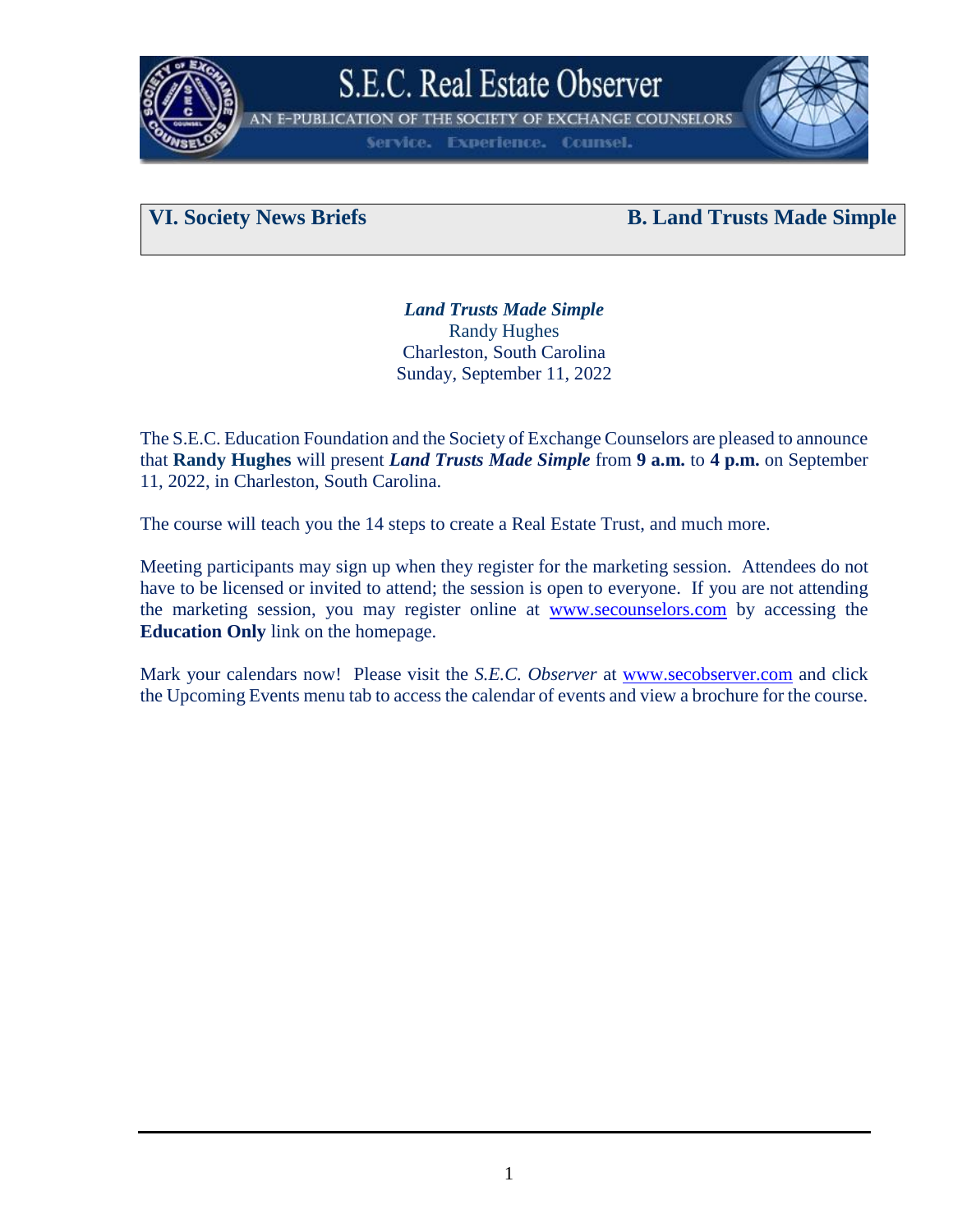## VI. Society News Briefs — B. Land Trusts Made Simple

***Land Trusts Made Simple***
Randy Hughes
Charleston, South Carolina
Sunday, September 11, 2022

The S.E.C. Education Foundation and the Society of Exchange Counselors are pleased to announce that **Randy Hughes** will present ***Land Trusts Made Simple*** from **9 a.m.** to **4 p.m.** on September 11, 2022, in Charleston, South Carolina.

The course will teach you the 14 steps to create a Real Estate Trust, and much more.

Meeting participants may sign up when they register for the marketing session. Attendees do not have to be licensed or invited to attend; the session is open to everyone. If you are not attending the marketing session, you may register online at www.secounselors.com by accessing the **Education Only** link on the homepage.

Mark your calendars now! Please visit the *S.E.C. Observer* at www.secobserver.com and click the Upcoming Events menu tab to access the calendar of events and view a brochure for the course.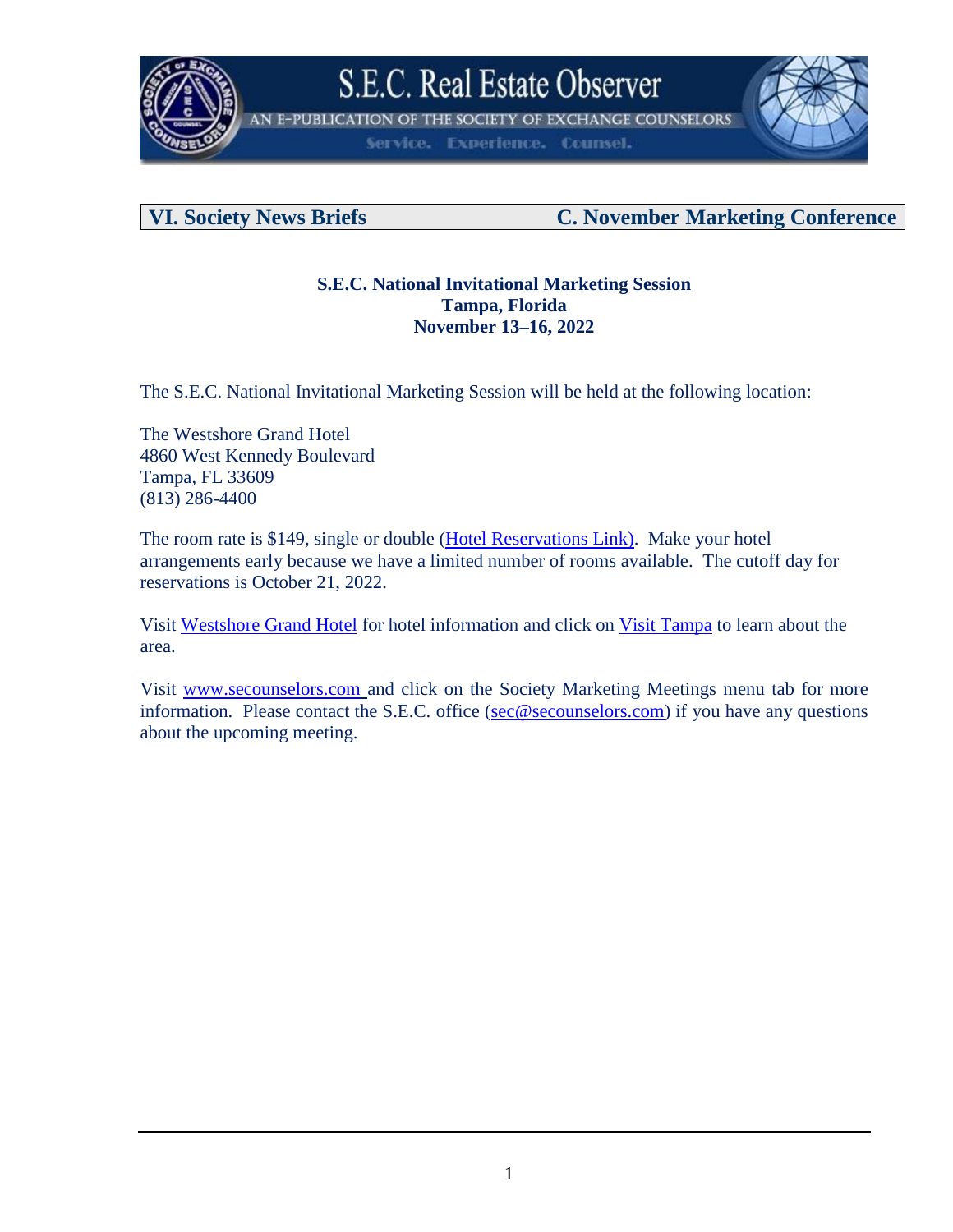**VI. Society News Briefs** **C. November Marketing Conference**

**S.E.C. National Invitational Marketing Session**
**Tampa, Florida**
**November 13–16, 2022**

The S.E.C. National Invitational Marketing Session will be held at the following location:

The Westshore Grand Hotel
4860 West Kennedy Boulevard
Tampa, FL 33609
(813) 286-4400

The room rate is $149, single or double (Hotel Reservations Link). Make your hotel arrangements early because we have a limited number of rooms available. The cutoff day for reservations is October 21, 2022.

Visit Westshore Grand Hotel for hotel information and click on Visit Tampa to learn about the area.

Visit www.secounselors.com and click on the Society Marketing Meetings menu tab for more information. Please contact the S.E.C. office (sec@secounselors.com) if you have any questions about the upcoming meeting.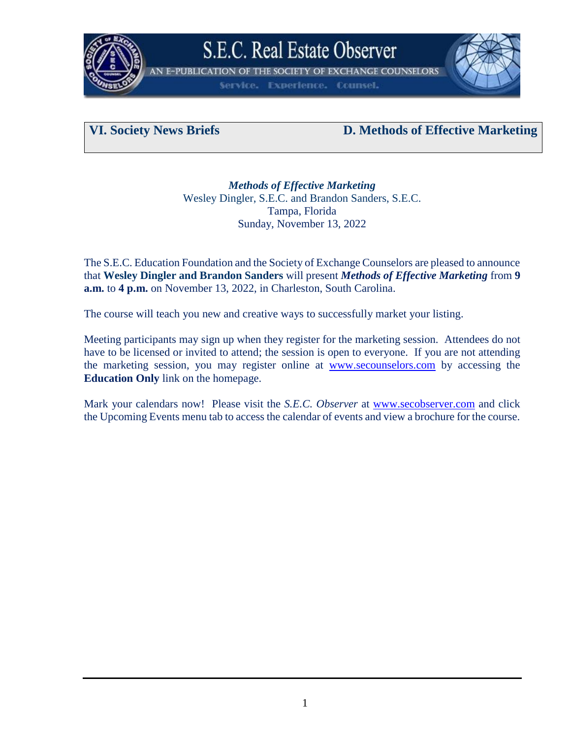| VI. Society News Briefs | D. Methods of Effective Marketing |
|---|---|

***Methods of Effective Marketing***
Wesley Dingler, S.E.C. and Brandon Sanders, S.E.C.
Tampa, Florida
Sunday, November 13, 2022

The S.E.C. Education Foundation and the Society of Exchange Counselors are pleased to announce that **Wesley Dingler and Brandon Sanders** will present ***Methods of Effective Marketing*** from **9 a.m.** to **4 p.m.** on November 13, 2022, in Charleston, South Carolina.

The course will teach you new and creative ways to successfully market your listing.

Meeting participants may sign up when they register for the marketing session. Attendees do not have to be licensed or invited to attend; the session is open to everyone. If you are not attending the marketing session, you may register online at www.secounselors.com by accessing the **Education Only** link on the homepage.

Mark your calendars now! Please visit the *S.E.C. Observer* at www.secobserver.com and click the Upcoming Events menu tab to access the calendar of events and view a brochure for the course.